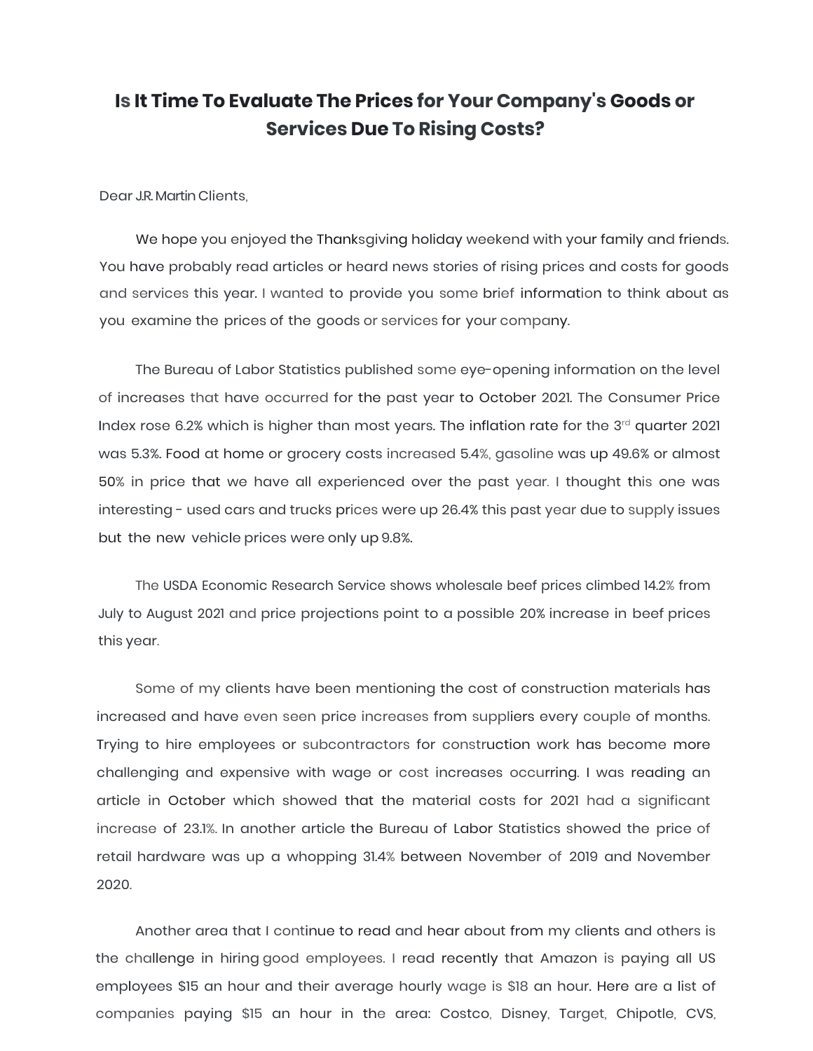# Is It Time To Evaluate The Prices for Your Company's Goods or Services Due To Rising Costs?

Dear J.R. Martin Clients,

We hope you enjoyed the Thanksgiving holiday weekend with your family and friends. You have probably read articles or heard news stories of rising prices and costs for goods and services this year. I wanted to provide you some brief information to think about as you examine the prices of the goods or services for your company.

The Bureau of Labor Statistics published some eye-opening information on the level of increases that have occurred for the past year to October 2021. The Consumer Price Index rose 6.2% which is higher than most years. The inflation rate for the 3rd quarter 2021 was 5.3%. Food at home or grocery costs increased 5.4%, gasoline was up 49.6% or almost 50% in price that we have all experienced over the past year. I thought this one was interesting - used cars and trucks prices were up 26.4% this past year due to supply issues but the new vehicle prices were only up 9.8%.

The USDA Economic Research Service shows wholesale beef prices climbed 14.2% from July to August 2021 and price projections point to a possible 20% increase in beef prices this year.

Some of my clients have been mentioning the cost of construction materials has increased and have even seen price increases from suppliers every couple of months. Trying to hire employees or subcontractors for construction work has become more challenging and expensive with wage or cost increases occurring. I was reading an article in October which showed that the material costs for 2021 had a significant increase of 23.1%. In another article the Bureau of Labor Statistics showed the price of retail hardware was up a whopping 31.4% between November of 2019 and November 2020.

Another area that I continue to read and hear about from my clients and others is the challenge in hiring good employees. I read recently that Amazon is paying all US employees $15 an hour and their average hourly wage is $18 an hour. Here are a list of companies paying $15 an hour in the area: Costco, Disney, Target, Chipotle, CVS,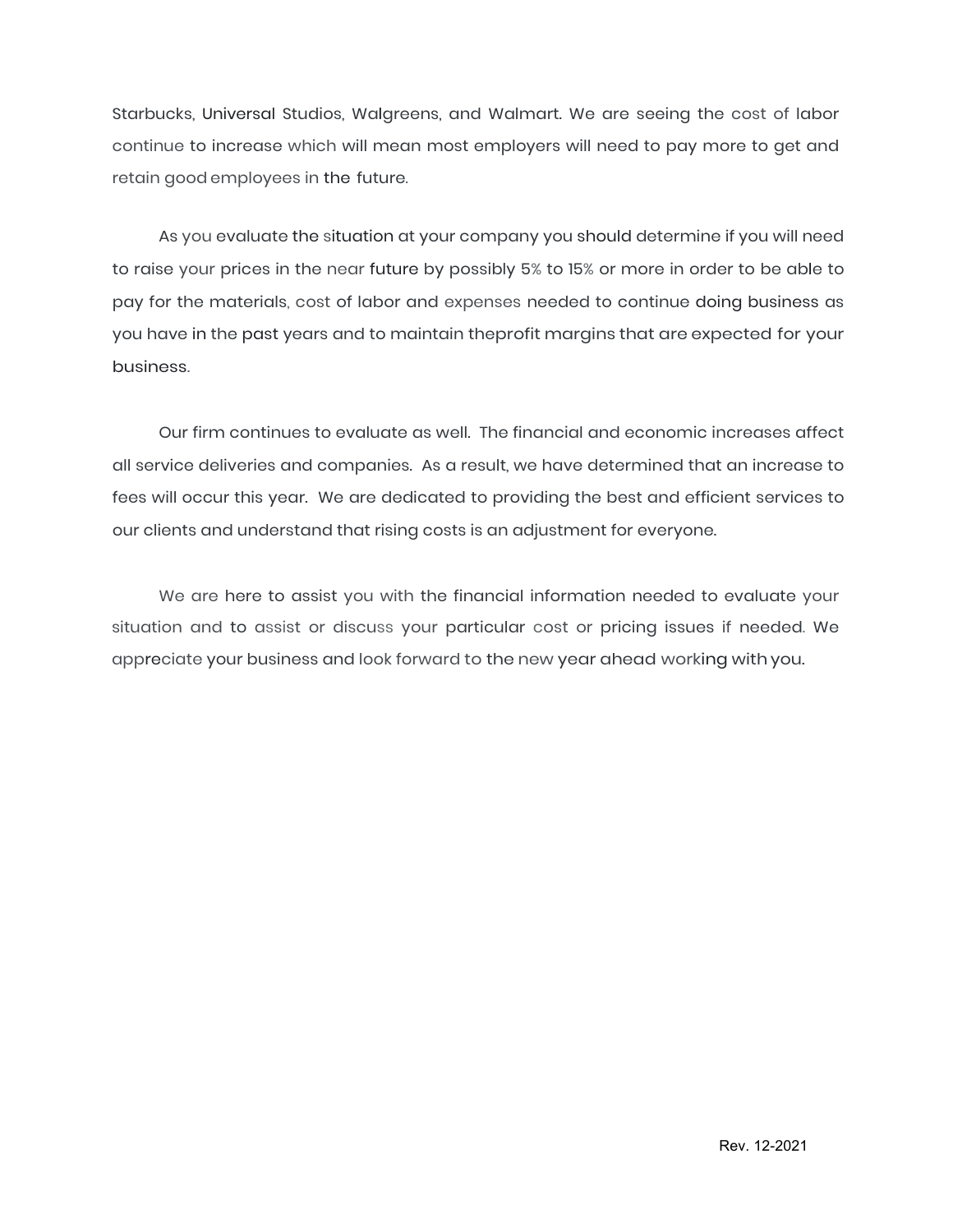Starbucks, Universal Studios, Walgreens, and Walmart. We are seeing the cost of labor continue to increase which will mean most employers will need to pay more to get and retain good employees in the future.

As you evaluate the situation at your company you should determine if you will need to raise your prices in the near future by possibly 5% to 15% or more in order to be able to pay for the materials, cost of labor and expenses needed to continue doing business as you have in the past years and to maintain theprofit margins that are expected for your business.

Our firm continues to evaluate as well. The financial and economic increases affect all service deliveries and companies. As a result, we have determined that an increase to fees will occur this year. We are dedicated to providing the best and efficient services to our clients and understand that rising costs is an adjustment for everyone.

We are here to assist you with the financial information needed to evaluate your situation and to assist or discuss your particular cost or pricing issues if needed. We appreciate your business and look forward to the new year ahead working with you.

Rev. 12-2021